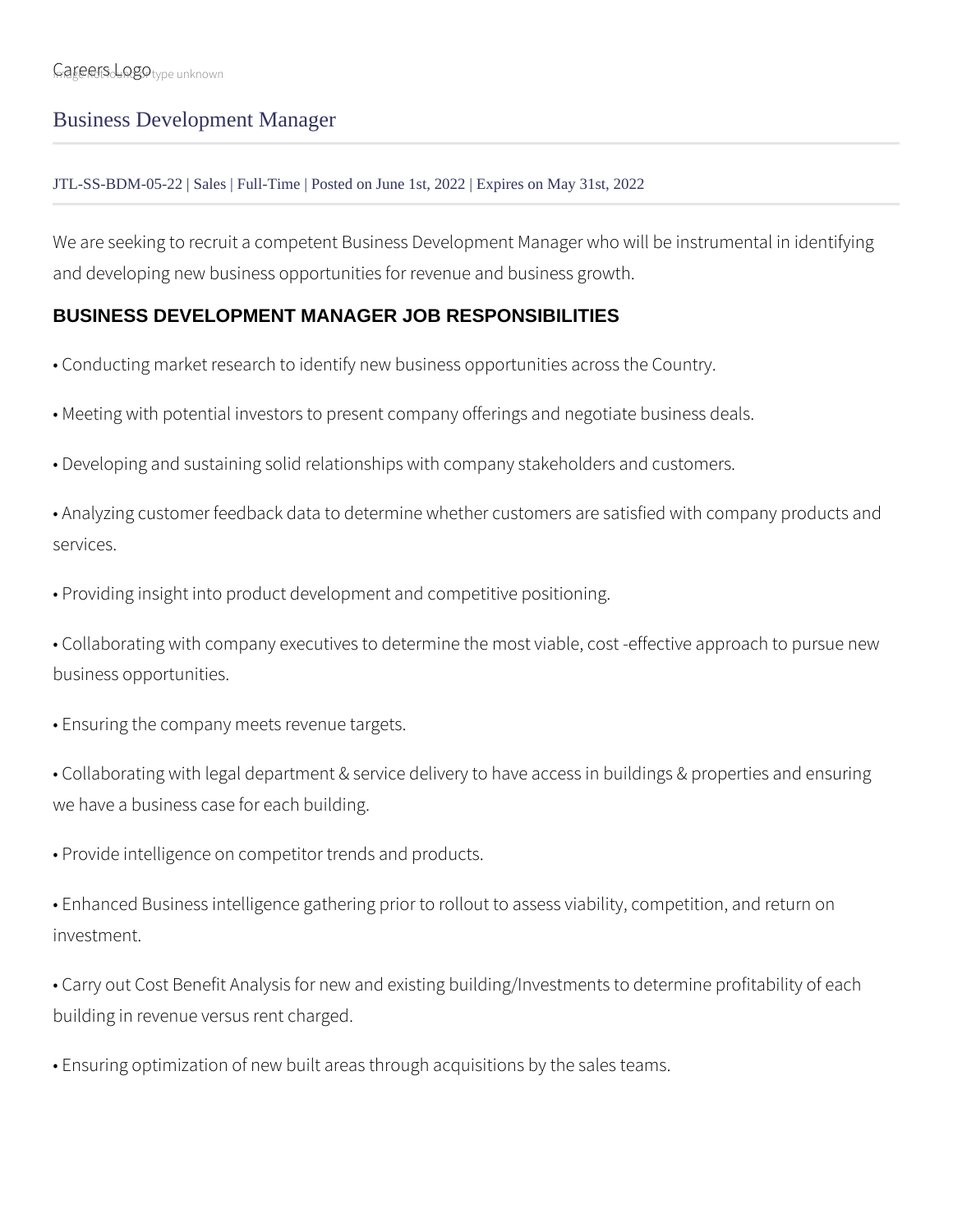Careers Logo

# Business Development Manager

JTL-SS-BDM-05-22 | Sales | Full-Time | Posted on June 1st, 2022 | Expires on May 31st, 2022

We are seeking to recruit a competent Business Development Manager who will be instrumental in identifying and developing new business opportunities for revenue and business growth.

## BUSINESS DEVELOPMENT MANAGER JOB RESPONSIBILITIES

• Conducting market research to identify new business opportunities across the Country.

• Meeting with potential investors to present company offerings and negotiate business deals.

• Developing and sustaining solid relationships with company stakeholders and customers.

• Analyzing customer feedback data to determine whether customers are satisfied with company products and services.

• Providing insight into product development and competitive positioning.

• Collaborating with company executives to determine the most viable, cost -effective approach to pursue new business opportunities.

• Ensuring the company meets revenue targets.

• Collaborating with legal department & service delivery to have access in buildings & properties and ensuring we have a business case for each building.

• Provide intelligence on competitor trends and products.

• Enhanced Business intelligence gathering prior to rollout to assess viability, competition, and return on investment.

• Carry out Cost Benefit Analysis for new and existing building/Investments to determine profitability of each building in revenue versus rent charged.

• Ensuring optimization of new built areas through acquisitions by the sales teams.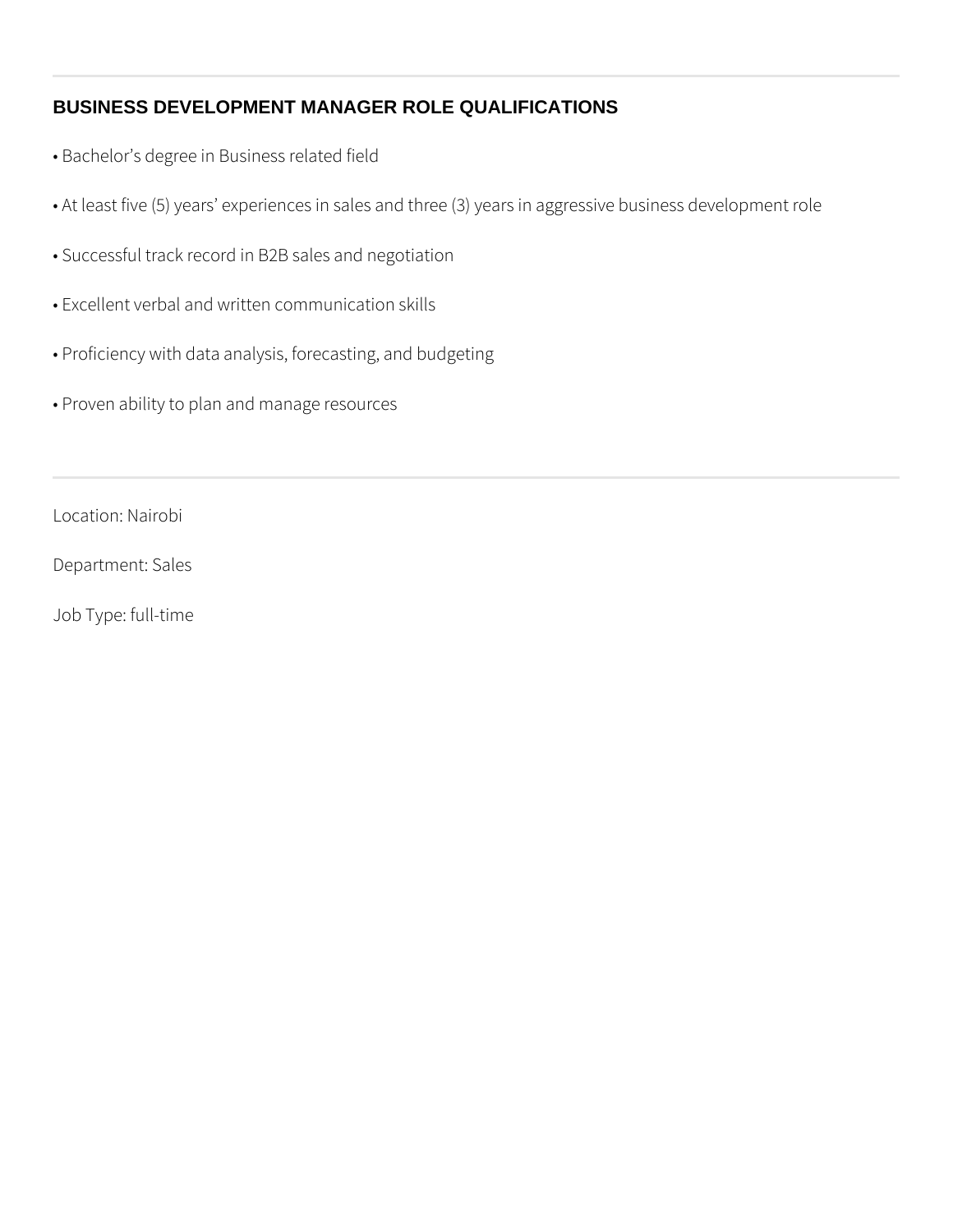## BUSINESS DEVELOPMENT MANAGER ROLE QUALIFICATIONS

- Bachelor’s degree in Business related field
- At least five (5) years’ experiences in sales and three (3) years in aggressive business development role
- Successful track record in B2B sales and negotiation
- Excellent verbal and written communication skills
- Proficiency with data analysis, forecasting, and budgeting
- Proven ability to plan and manage resources

---

Location: Nairobi

Department: Sales

Job Type: full-time